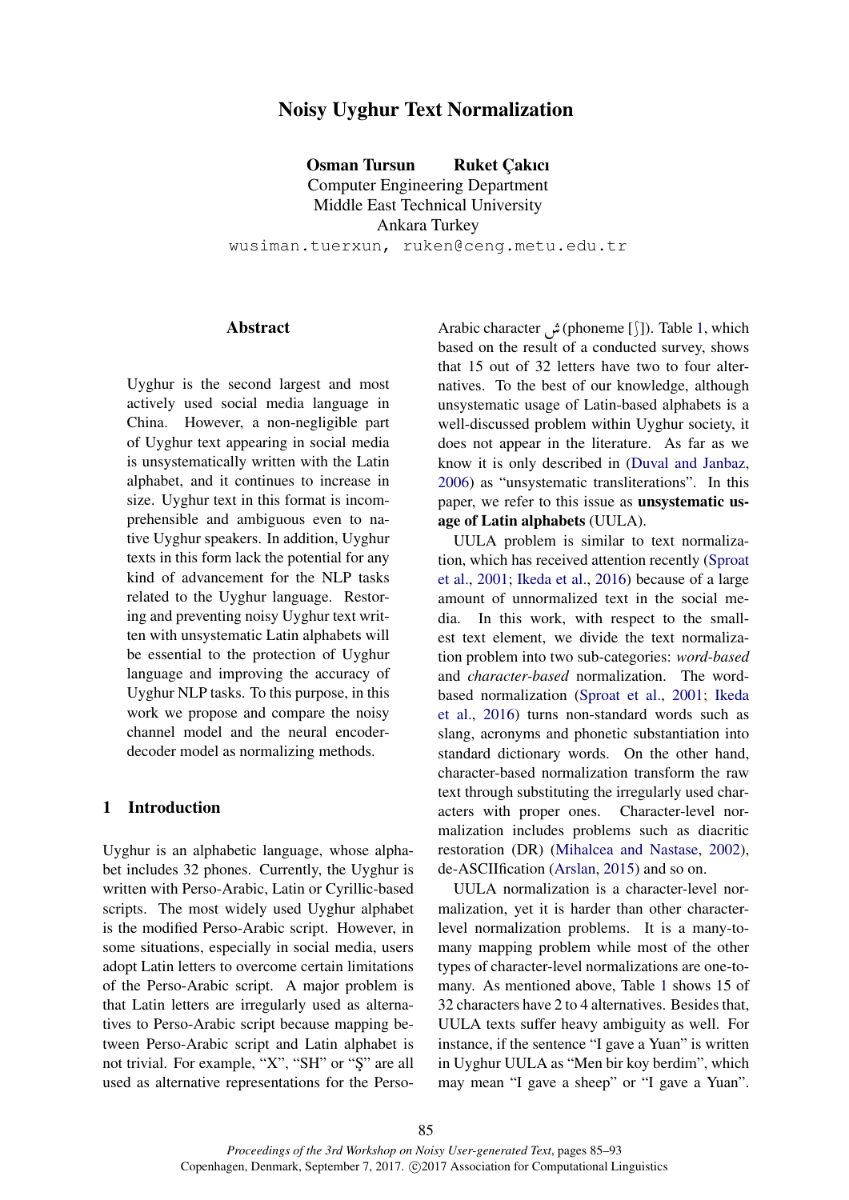# Noisy Uyghur Text Normalization

**Osman Tursun** **Ruket Çakıcı**
Computer Engineering Department
Middle East Technical University
Ankara Turkey
`wusiman.tuerxun, ruken@ceng.metu.edu.tr`

## Abstract

Uyghur is the second largest and most actively used social media language in China. However, a non-negligible part of Uyghur text appearing in social media is unsystematically written with the Latin alphabet, and it continues to increase in size. Uyghur text in this format is incomprehensible and ambiguous even to native Uyghur speakers. In addition, Uyghur texts in this form lack the potential for any kind of advancement for the NLP tasks related to the Uyghur language. Restoring and preventing noisy Uyghur text written with unsystematic Latin alphabets will be essential to the protection of Uyghur language and improving the accuracy of Uyghur NLP tasks. To this purpose, in this work we propose and compare the noisy channel model and the neural encoder-decoder model as normalizing methods.

## 1 Introduction

Uyghur is an alphabetic language, whose alphabet includes 32 phones. Currently, the Uyghur is written with Perso-Arabic, Latin or Cyrillic-based scripts. The most widely used Uyghur alphabet is the modified Perso-Arabic script. However, in some situations, especially in social media, users adopt Latin letters to overcome certain limitations of the Perso-Arabic script. A major problem is that Latin letters are irregularly used as alternatives to Perso-Arabic script because mapping between Perso-Arabic script and Latin alphabet is not trivial. For example, "X", "SH" or "Ş" are all used as alternative representations for the Perso-Arabic character ش (phoneme [ʃ]). Table 1, which based on the result of a conducted survey, shows that 15 out of 32 letters have two to four alternatives. To the best of our knowledge, although unsystematic usage of Latin-based alphabets is a well-discussed problem within Uyghur society, it does not appear in the literature. As far as we know it is only described in (Duval and Janbaz, 2006) as "unsystematic transliterations". In this paper, we refer to this issue as **unsystematic usage of Latin alphabets** (UULA).

UULA problem is similar to text normalization, which has received attention recently (Sproat et al., 2001; Ikeda et al., 2016) because of a large amount of unnormalized text in the social media. In this work, with respect to the smallest text element, we divide the text normalization problem into two sub-categories: *word-based* and *character-based* normalization. The word-based normalization (Sproat et al., 2001; Ikeda et al., 2016) turns non-standard words such as slang, acronyms and phonetic substantiation into standard dictionary words. On the other hand, character-based normalization transform the raw text through substituting the irregularly used characters with proper ones. Character-level normalization includes problems such as diacritic restoration (DR) (Mihalcea and Nastase, 2002), de-ASCIIfication (Arslan, 2015) and so on.

UULA normalization is a character-level normalization, yet it is harder than other character-level normalization problems. It is a many-to-many mapping problem while most of the other types of character-level normalizations are one-to-many. As mentioned above, Table 1 shows 15 of 32 characters have 2 to 4 alternatives. Besides that, UULA texts suffer heavy ambiguity as well. For instance, if the sentence "I gave a Yuan" is written in Uyghur UULA as "Men bir koy berdim", which may mean "I gave a sheep" or "I gave a Yuan".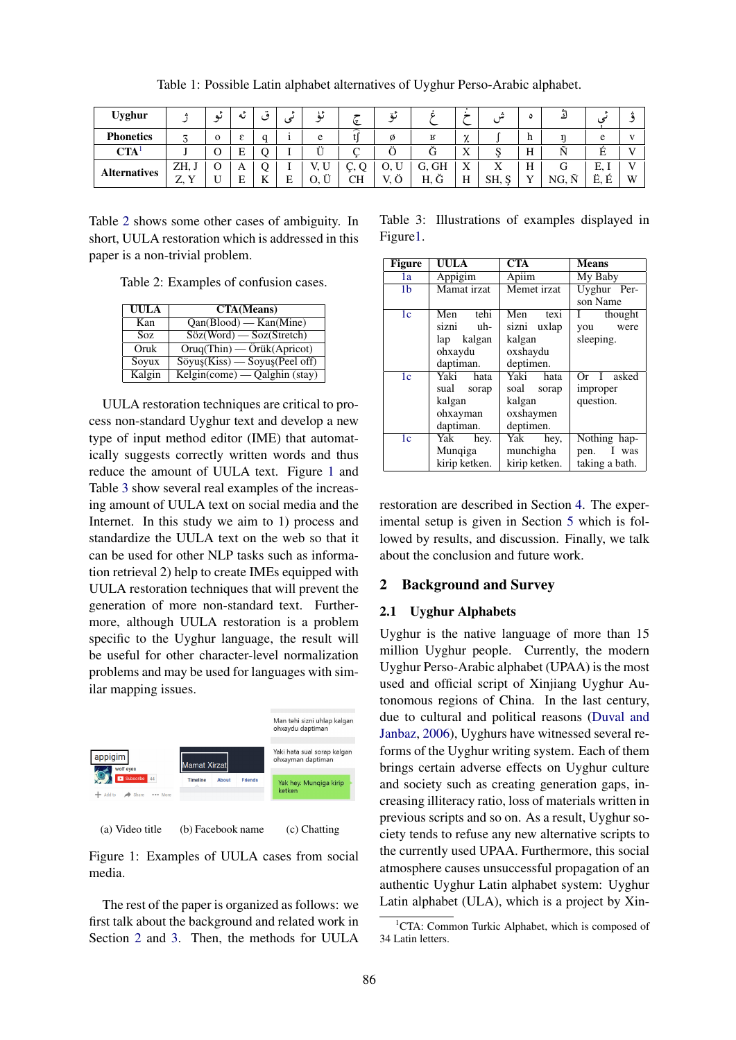Table 1: Possible Latin alphabet alternatives of Uyghur Perso-Arabic alphabet.

| Uyghur | ژ | ئو | ئە | ق | ئى | ئې | چ | ئۆ | غ | خ | ش | ھ | ڭ | ئې | ۋ |
|---|---|---|---|---|---|---|---|---|---|---|---|---|---|---|---|
| Phonetics | ʒ | o | ɛ | q | i | e | t͡ʃ | ø | ʁ | χ | ʃ | h | ŋ | e | v |
| CTA[1] | J | O | E | Q | I | Ü | Ç | Ö | Ğ | X | Ş | H | Ñ | É | V |
| Alternatives | ZH, J Z, Y | O U | A E | Q K | I E | V, U O, Ü | Ç, Q CH | O, U V, Ö | G, GH H, Ğ | X H | X SH, Ş | H Y | G NG, Ñ | E, I Ë, É | V W |

Table 2 shows some other cases of ambiguity. In short, UULA restoration which is addressed in this paper is a non-trivial problem.

Table 2: Examples of confusion cases.

| UULA | CTA(Means) |
|---|---|
| Kan | Qan(Blood) — Kan(Mine) |
| Soz | Söz(Word) — Soz(Stretch) |
| Oruk | Oruq(Thin) — Orük(Apricot) |
| Soyux | Söyuş(Kiss) — Soyuş(Peel off) |
| Kalgin | Kelgin(come) — Qalghin (stay) |

UULA restoration techniques are critical to process non-standard Uyghur text and develop a new type of input method editor (IME) that automatically suggests correctly written words and thus reduce the amount of UULA text. Figure 1 and Table 3 show several real examples of the increasing amount of UULA text on social media and the Internet. In this study we aim to 1) process and standardize the UULA text on the web so that it can be used for other NLP tasks such as information retrieval 2) help to create IMEs equipped with UULA restoration techniques that will prevent the generation of more non-standard text. Furthermore, although UULA restoration is a problem specific to the Uyghur language, the result will be useful for other character-level normalization problems and may be used for languages with similar mapping issues.

(a) Video title (b) Facebook name (c) Chatting

Figure 1: Examples of UULA cases from social media.

Table 3: Illustrations of examples displayed in Figure1.

| Figure | UULA | CTA | Means |
|---|---|---|---|
| 1a | Appigim | Apiim | My Baby |
| 1b | Mamat irzat | Memet irzat | Uyghur Person Name |
| 1c | Men tehi sizni uhlap kalgan ohxaydu daptiman. | Men texi sizni uxlap kalgan oxshaydu deptimen. | I thought you were sleeping. |
| 1c | Yaki hata sual sorap kalgan ohxayman daptiman. | Yaki hata soal sorap kalgan oxshaymen deptimen. | Or I asked improper question. |
| 1c | Yak hey. Munqiga kirip ketken. | Yak hey, munchigha kirip ketken. | Nothing happen. I was taking a bath. |

The rest of the paper is organized as follows: we first talk about the background and related work in Section 2 and 3. Then, the methods for UULA restoration are described in Section 4. The experimental setup is given in Section 5 which is followed by results, and discussion. Finally, we talk about the conclusion and future work.

## 2 Background and Survey

### 2.1 Uyghur Alphabets

Uyghur is the native language of more than 15 million Uyghur people. Currently, the modern Uyghur Perso-Arabic alphabet (UPAA) is the most used and official script of Xinjiang Uyghur Autonomous regions of China. In the last century, due to cultural and political reasons (Duval and Janbaz, 2006), Uyghurs have witnessed several reforms of the Uyghur writing system. Each of them brings certain adverse effects on Uyghur culture and society such as creating generation gaps, increasing illiteracy ratio, loss of materials written in previous scripts and so on. As a result, Uyghur society tends to refuse any new alternative scripts to the currently used UPAA. Furthermore, this social atmosphere causes unsuccessful propagation of an authentic Uyghur Latin alphabet system: Uyghur Latin alphabet (ULA), which is a project by Xin-

[1] CTA: Common Turkic Alphabet, which is composed of 34 Latin letters.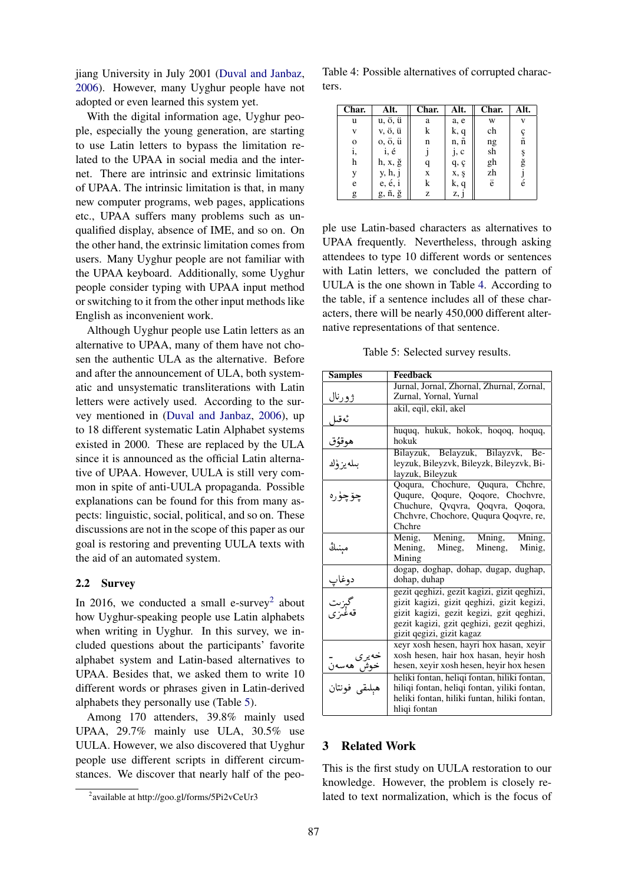jiang University in July 2001 (Duval and Janbaz, 2006). However, many Uyghur people have not adopted or even learned this system yet.

With the digital information age, Uyghur people, especially the young generation, are starting to use Latin letters to bypass the limitation related to the UPAA in social media and the internet. There are intrinsic and extrinsic limitations of UPAA. The intrinsic limitation is that, in many new computer programs, web pages, applications etc., UPAA suffers many problems such as unqualified display, absence of IME, and so on. On the other hand, the extrinsic limitation comes from users. Many Uyghur people are not familiar with the UPAA keyboard. Additionally, some Uyghur people consider typing with UPAA input method or switching to it from the other input methods like English as inconvenient work.

Although Uyghur people use Latin letters as an alternative to UPAA, many of them have not chosen the authentic ULA as the alternative. Before and after the announcement of ULA, both systematic and unsystematic transliterations with Latin letters were actively used. According to the survey mentioned in (Duval and Janbaz, 2006), up to 18 different systematic Latin Alphabet systems existed in 2000. These are replaced by the ULA since it is announced as the official Latin alternative of UPAA. However, UULA is still very common in spite of anti-UULA propaganda. Possible explanations can be found for this from many aspects: linguistic, social, political, and so on. These discussions are not in the scope of this paper as our goal is restoring and preventing UULA texts with the aid of an automated system.

## 2.2 Survey

In 2016, we conducted a small e-survey[2] about how Uyghur-speaking people use Latin alphabets when writing in Uyghur. In this survey, we included questions about the participants' favorite alphabet system and Latin-based alternatives to UPAA. Besides that, we asked them to write 10 different words or phrases given in Latin-derived alphabets they personally use (Table 5).

Among 170 attenders, 39.8% mainly used UPAA, 29.7% mainly use ULA, 30.5% use UULA. However, we also discovered that Uyghur people use different scripts in different circumstances. We discover that nearly half of the people use Latin-based characters as alternatives to UPAA frequently. Nevertheless, through asking attendees to type 10 different words or sentences with Latin letters, we concluded the pattern of UULA is the one shown in Table 4. According to the table, if a sentence includes all of these characters, there will be nearly 450,000 different alternative representations of that sentence.

[2] available at http://goo.gl/forms/5Pi2vCeUr3

Table 4: Possible alternatives of corrupted characters.

| Char. | Alt. | Char. | Alt. | Char. | Alt. |
|---|---|---|---|---|---|
| u | u, ö, ü | a | a, e | w | v |
| v | v, ö, ü | k | k, q | ch | ç |
| o | o, ö, ü | n | n, ñ | ng | ñ |
| i, | i, é | j | j, c | sh | ş |
| h | h, x, ğ | q | q, ç | gh | ğ |
| y | y, h, j | x | x, ş | zh | j |
| e | e, é, i | k | k, q | ë | é |
| g | g, ñ, ğ | z | z, j | | |

Table 5: Selected survey results.

| Samples | Feedback |
|---|---|
| ژورنال | Jurnal, Jornal, Zhornal, Zhurnal, Zornal, Zurnal, Yornal, Yurnal |
| ئەقىل | akil, eqil, ekil, akel |
| ھوقۇق | huquq, hukuk, hokok, hoqoq, hoquq, hokuk |
| بىلەيزۈك | Bilayzuk, Belayzuk, Bilayzvk, Beleyzuk, Bileyzvk, Bileyzk, Bileyzvk, Bilayzuk, Bileyzuk |
| چۆچۈرە | Qoqura, Chochure, Ququra, Chchre, Ququre, Qoqure, Qoqore, Chochvre, Chuchure, Qvqvra, Qoqvra, Qoqora, Chchvre, Chochore, Ququra Qoqvre, re, Chchre |
| مىنىڭ | Menig, Mening, Mning, Mining, Mening, Mineg, Mineng, Minig, Mining |
| دوغاپ | dogap, doghap, dohap, dugap, dughap, dohap, duhap |
| گىزىت قەغىزى | gezit qeghizi, gezit kagizi, gizit qeghizi, gizit kagizi, gizit qeghizi, gizit kegizi, gizit kagizi, gezit kegizi, gzit qeghizi, gezit kagizi, gzit qeghizi, gezit qeghizi, gizit qegizi, gizit kagaz |
| خەيرى - خوش ھەسەن | xeyr xosh hesen, hayri hox hasan, xeyir xosh hesen, hair hox hasan, heyir hosh hesen, xeyir xosh hesen, heyir hox hesen |
| ھېلىقى فونتان | heliki fontan, heliqi fontan, hiliki fontan, hiliqi fontan, heliqi fontan, yiliki fontan, heliki fontan, hiliki funtan, hiliki fontan, hliqi fontan |

# 3 Related Work

This is the first study on UULA restoration to our knowledge. However, the problem is closely related to text normalization, which is the focus of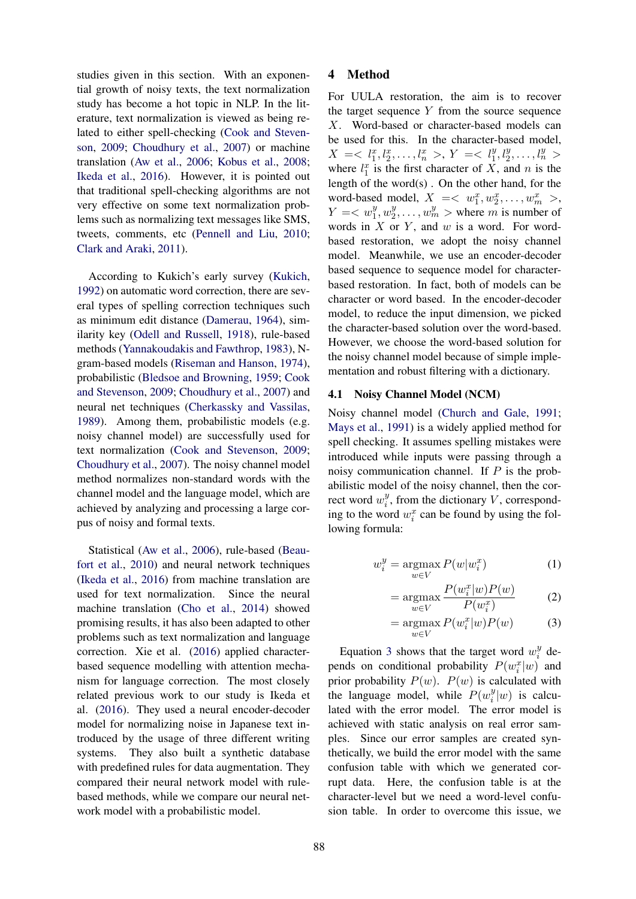studies given in this section. With an exponential growth of noisy texts, the text normalization study has become a hot topic in NLP. In the literature, text normalization is viewed as being related to either spell-checking (Cook and Stevenson, 2009; Choudhury et al., 2007) or machine translation (Aw et al., 2006; Kobus et al., 2008; Ikeda et al., 2016). However, it is pointed out that traditional spell-checking algorithms are not very effective on some text normalization problems such as normalizing text messages like SMS, tweets, comments, etc (Pennell and Liu, 2010; Clark and Araki, 2011).

According to Kukich's early survey (Kukich, 1992) on automatic word correction, there are several types of spelling correction techniques such as minimum edit distance (Damerau, 1964), similarity key (Odell and Russell, 1918), rule-based methods (Yannakoudakis and Fawthrop, 1983), N-gram-based models (Riseman and Hanson, 1974), probabilistic (Bledsoe and Browning, 1959; Cook and Stevenson, 2009; Choudhury et al., 2007) and neural net techniques (Cherkassky and Vassilas, 1989). Among them, probabilistic models (e.g. noisy channel model) are successfully used for text normalization (Cook and Stevenson, 2009; Choudhury et al., 2007). The noisy channel model method normalizes non-standard words with the channel model and the language model, which are achieved by analyzing and processing a large corpus of noisy and formal texts.

Statistical (Aw et al., 2006), rule-based (Beaufort et al., 2010) and neural network techniques (Ikeda et al., 2016) from machine translation are used for text normalization. Since the neural machine translation (Cho et al., 2014) showed promising results, it has also been adapted to other problems such as text normalization and language correction. Xie et al. (2016) applied character-based sequence modelling with attention mechanism for language correction. The most closely related previous work to our study is Ikeda et al. (2016). They used a neural encoder-decoder model for normalizing noise in Japanese text introduced by the usage of three different writing systems. They also built a synthetic database with predefined rules for data augmentation. They compared their neural network model with rule-based methods, while we compare our neural network model with a probabilistic model.

## 4 Method

For UULA restoration, the aim is to recover the target sequence $Y$ from the source sequence $X$. Word-based or character-based models can be used for this. In the character-based model, $X =< l^x_1, l^x_2, \ldots, l^x_n >$, $Y =< l^y_1, l^y_2, \ldots, l^y_n >$ where $l^x_1$ is the first character of $X$, and $n$ is the length of the word(s). On the other hand, for the word-based model, $X =< w^x_1, w^x_2, \ldots, w^x_m >$, $Y =< w^y_1, w^y_2, \ldots, w^y_m >$ where $m$ is number of words in $X$ or $Y$, and $w$ is a word. For word-based restoration, we adopt the noisy channel model. Meanwhile, we use an encoder-decoder based sequence to sequence model for character-based restoration. In fact, both of models can be character or word based. In the encoder-decoder model, to reduce the input dimension, we picked the character-based solution over the word-based. However, we choose the word-based solution for the noisy channel model because of simple implementation and robust filtering with a dictionary.

### 4.1 Noisy Channel Model (NCM)

Noisy channel model (Church and Gale, 1991; Mays et al., 1991) is a widely applied method for spell checking. It assumes spelling mistakes were introduced while inputs were passing through a noisy communication channel. If $P$ is the probabilistic model of the noisy channel, then the correct word $w^y_i$, from the dictionary $V$, corresponding to the word $w^x_i$ can be found by using the following formula:

$$w^y_i = \underset{w \in V}{\operatorname{argmax}}\, P(w|w^x_i) \tag{1}$$

$$= \underset{w \in V}{\operatorname{argmax}}\, \frac{P(w^x_i|w)P(w)}{P(w^x_i)} \tag{2}$$

$$= \underset{w \in V}{\operatorname{argmax}}\, P(w^x_i|w)P(w) \tag{3}$$

Equation 3 shows that the target word $w^y_i$ depends on conditional probability $P(w^x_i|w)$ and prior probability $P(w)$. $P(w)$ is calculated with the language model, while $P(w^y_i|w)$ is calculated with the error model. The error model is achieved with static analysis on real error samples. Since our error samples are created synthetically, we build the error model with the same confusion table with which we generated corrupt data. Here, the confusion table is at the character-level but we need a word-level confusion table. In order to overcome this issue, we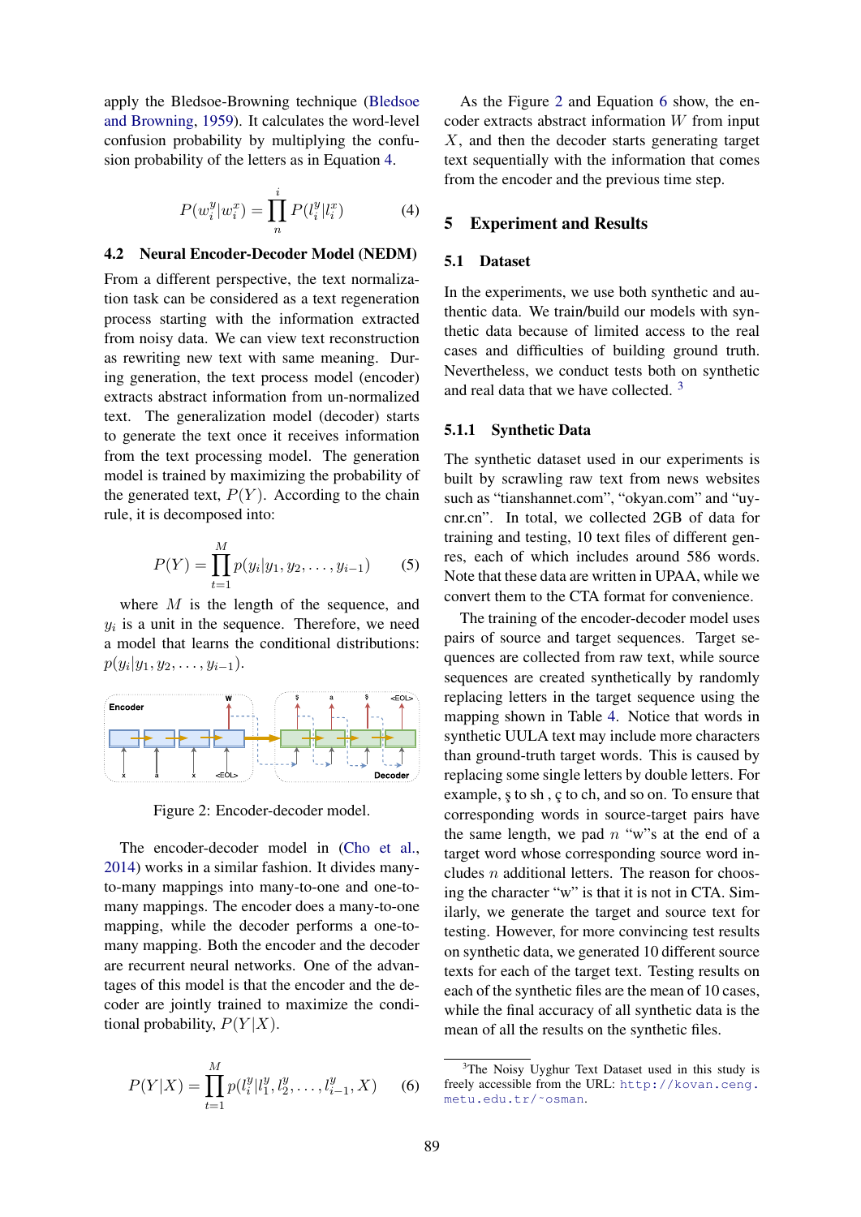apply the Bledsoe-Browning technique (Bledsoe and Browning, 1959). It calculates the word-level confusion probability by multiplying the confusion probability of the letters as in Equation 4.

$$P(w_i^y|w_i^x) = \prod_n^i P(l_i^y|l_i^x) \tag{4}$$

### 4.2 Neural Encoder-Decoder Model (NEDM)

From a different perspective, the text normalization task can be considered as a text regeneration process starting with the information extracted from noisy data. We can view text reconstruction as rewriting new text with same meaning. During generation, the text process model (encoder) extracts abstract information from un-normalized text. The generalization model (decoder) starts to generate the text once it receives information from the text processing model. The generation model is trained by maximizing the probability of the generated text, $P(Y)$. According to the chain rule, it is decomposed into:

$$P(Y) = \prod_{t=1}^{M} p(y_i|y_1, y_2, \ldots, y_{i-1}) \tag{5}$$

where $M$ is the length of the sequence, and $y_i$ is a unit in the sequence. Therefore, we need a model that learns the conditional distributions: $p(y_i|y_1, y_2, \ldots, y_{i-1})$.

Figure 2: Encoder-decoder model.

The encoder-decoder model in (Cho et al., 2014) works in a similar fashion. It divides many-to-many mappings into many-to-one and one-to-many mappings. The encoder does a many-to-one mapping, while the decoder performs a one-to-many mapping. Both the encoder and the decoder are recurrent neural networks. One of the advantages of this model is that the encoder and the decoder are jointly trained to maximize the conditional probability, $P(Y|X)$.

$$P(Y|X) = \prod_{t=1}^{M} p(l_i^y|l_1^y, l_2^y, \ldots, l_{i-1}^y, X) \tag{6}$$

As the Figure 2 and Equation 6 show, the encoder extracts abstract information $W$ from input $X$, and then the decoder starts generating target text sequentially with the information that comes from the encoder and the previous time step.

## 5 Experiment and Results

### 5.1 Dataset

In the experiments, we use both synthetic and authentic data. We train/build our models with synthetic data because of limited access to the real cases and difficulties of building ground truth. Nevertheless, we conduct tests both on synthetic and real data that we have collected. [3]

#### 5.1.1 Synthetic Data

The synthetic dataset used in our experiments is built by scrawling raw text from news websites such as “tianshannet.com”, “okyan.com” and “uycnr.cn”. In total, we collected 2GB of data for training and testing, 10 text files of different genres, each of which includes around 586 words. Note that these data are written in UPAA, while we convert them to the CTA format for convenience.

The training of the encoder-decoder model uses pairs of source and target sequences. Target sequences are collected from raw text, while source sequences are created synthetically by randomly replacing letters in the target sequence using the mapping shown in Table 4. Notice that words in synthetic UULA text may include more characters than ground-truth target words. This is caused by replacing some single letters by double letters. For example, ş to sh , ç to ch, and so on. To ensure that corresponding words in source-target pairs have the same length, we pad $n$ “w”s at the end of a target word whose corresponding source word includes $n$ additional letters. The reason for choosing the character “w” is that it is not in CTA. Similarly, we generate the target and source text for testing. However, for more convincing test results on synthetic data, we generated 10 different source texts for each of the target text. Testing results on each of the synthetic files are the mean of 10 cases, while the final accuracy of all synthetic data is the mean of all the results on the synthetic files.

[3]The Noisy Uyghur Text Dataset used in this study is freely accessible from the URL: http://kovan.ceng.metu.edu.tr/~osman.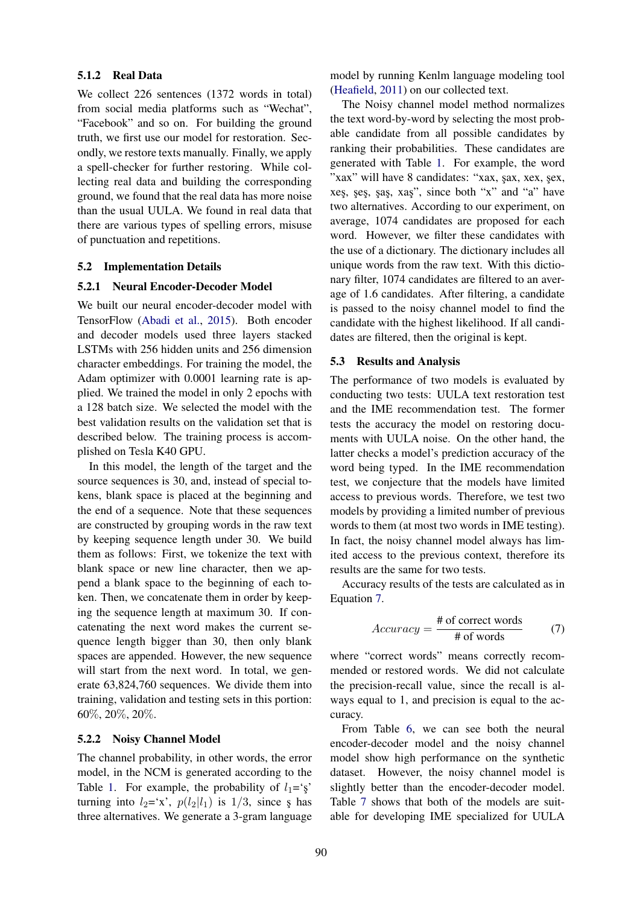### 5.1.2 Real Data

We collect 226 sentences (1372 words in total) from social media platforms such as "Wechat", "Facebook" and so on. For building the ground truth, we first use our model for restoration. Secondly, we restore texts manually. Finally, we apply a spell-checker for further restoring. While collecting real data and building the corresponding ground, we found that the real data has more noise than the usual UULA. We found in real data that there are various types of spelling errors, misuse of punctuation and repetitions.

## 5.2 Implementation Details

### 5.2.1 Neural Encoder-Decoder Model

We built our neural encoder-decoder model with TensorFlow (Abadi et al., 2015). Both encoder and decoder models used three layers stacked LSTMs with 256 hidden units and 256 dimension character embeddings. For training the model, the Adam optimizer with 0.0001 learning rate is applied. We trained the model in only 2 epochs with a 128 batch size. We selected the model with the best validation results on the validation set that is described below. The training process is accomplished on Tesla K40 GPU.

In this model, the length of the target and the source sequences is 30, and, instead of special tokens, blank space is placed at the beginning and the end of a sequence. Note that these sequences are constructed by grouping words in the raw text by keeping sequence length under 30. We build them as follows: First, we tokenize the text with blank space or new line character, then we append a blank space to the beginning of each token. Then, we concatenate them in order by keeping the sequence length at maximum 30. If concatenating the next word makes the current sequence length bigger than 30, then only blank spaces are appended. However, the new sequence will start from the next word. In total, we generate 63,824,760 sequences. We divide them into training, validation and testing sets in this portion: 60%, 20%, 20%.

### 5.2.2 Noisy Channel Model

The channel probability, in other words, the error model, in the NCM is generated according to the Table 1. For example, the probability of $l_1$='ş' turning into $l_2$='x', $p(l_2|l_1)$ is $1/3$, since ş has three alternatives. We generate a 3-gram language model by running Kenlm language modeling tool (Heafield, 2011) on our collected text.

The Noisy channel model method normalizes the text word-by-word by selecting the most probable candidate from all possible candidates by ranking their probabilities. These candidates are generated with Table 1. For example, the word "xax" will have 8 candidates: "xax, şax, xex, şex, xeş, şeş, şaş, xaş", since both "x" and "a" have two alternatives. According to our experiment, on average, 1074 candidates are proposed for each word. However, we filter these candidates with the use of a dictionary. The dictionary includes all unique words from the raw text. With this dictionary filter, 1074 candidates are filtered to an average of 1.6 candidates. After filtering, a candidate is passed to the noisy channel model to find the candidate with the highest likelihood. If all candidates are filtered, then the original is kept.

## 5.3 Results and Analysis

The performance of two models is evaluated by conducting two tests: UULA text restoration test and the IME recommendation test. The former tests the accuracy the model on restoring documents with UULA noise. On the other hand, the latter checks a model's prediction accuracy of the word being typed. In the IME recommendation test, we conjecture that the models have limited access to previous words. Therefore, we test two models by providing a limited number of previous words to them (at most two words in IME testing). In fact, the noisy channel model always has limited access to the previous context, therefore its results are the same for two tests.

Accuracy results of the tests are calculated as in Equation 7.

$$Accuracy = \frac{\text{\# of correct words}}{\text{\# of words}} \tag{7}$$

where "correct words" means correctly recommended or restored words. We did not calculate the precision-recall value, since the recall is always equal to 1, and precision is equal to the accuracy.

From Table 6, we can see both the neural encoder-decoder model and the noisy channel model show high performance on the synthetic dataset. However, the noisy channel model is slightly better than the encoder-decoder model. Table 7 shows that both of the models are suitable for developing IME specialized for UULA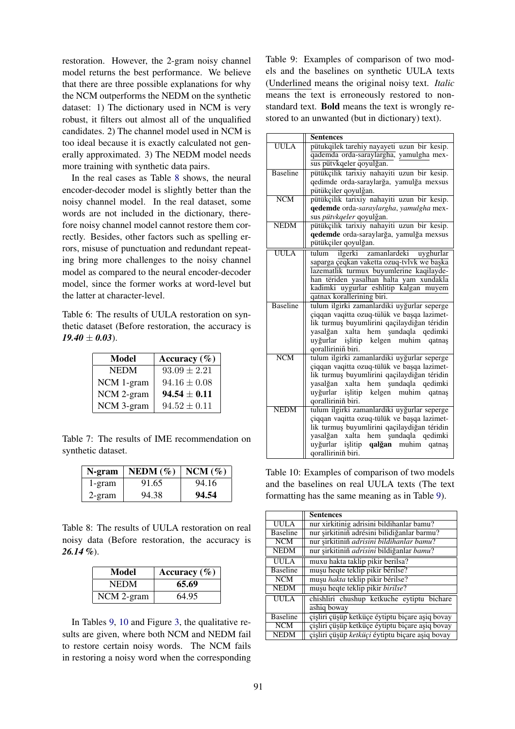restoration. However, the 2-gram noisy channel model returns the best performance. We believe that there are three possible explanations for why the NCM outperforms the NEDM on the synthetic dataset: 1) The dictionary used in NCM is very robust, it filters out almost all of the unqualified candidates. 2) The channel model used in NCM is too ideal because it is exactly calculated not generally approximated. 3) The NEDM model needs more training with synthetic data pairs.

In the real cases as Table 8 shows, the neural encoder-decoder model is slightly better than the noisy channel model. In the real dataset, some words are not included in the dictionary, therefore noisy channel model cannot restore them correctly. Besides, other factors such as spelling errors, misuse of punctuation and redundant repeating bring more challenges to the noisy channel model as compared to the neural encoder-decoder model, since the former works at word-level but the latter at character-level.

Table 6: The results of UULA restoration on synthetic dataset (Before restoration, the accuracy is ***19.40 ± 0.03***).

| Model | Accuracy (%) |
|---|---|
| NEDM | $93.09 \pm 2.21$ |
| NCM 1-gram | $94.16 \pm 0.08$ |
| NCM 2-gram | $\mathbf{94.54 \pm 0.11}$ |
| NCM 3-gram | $94.52 \pm 0.11$ |

Table 7: The results of IME recommendation on synthetic dataset.

| N-gram | NEDM (%) | NCM (%) |
|---|---|---|
| 1-gram | 91.65 | 94.16 |
| 2-gram | 94.38 | **94.54** |

Table 8: The results of UULA restoration on real noisy data (Before restoration, the accuracy is ***26.14 %***).

| Model | Accuracy (%) |
|---|---|
| NEDM | **65.69** |
| NCM 2-gram | 64.95 |

In Tables 9, 10 and Figure 3, the qualitative results are given, where both NCM and NEDM fail to restore certain noisy words. The NCM fails in restoring a noisy word when the corresponding

Table 9: Examples of comparison of two models and the baselines on synthetic UULA texts (Underlined means the original noisy text. *Italic* means the text is erroneously restored to non-standard text. **Bold** means the text is wrongly restored to an unwanted (but in dictionary) text).

| | Sentences |
|---|---|
| UULA | pütukqilek tarehiy nayayeti uzun bir kesip. qademda orda-saraylargha, yamulgha mexsus pütvkqeler qoyulğan. |
| Baseline | pütükçilik tarixiy nahayiti uzun bir kesip. qedimde orda-sarayların̈a, yamulğa mexsus pütükçiler qoyulğan. |
| NCM | pütükçilik tarixiy nahayiti uzun bir kesip. **qedemde** orda-*saraylargha*, *yamulgha* mexsus *pütvkqeler* qoyulğan. |
| NEDM | pütükçilik tarixiy nahayiti uzun bir kesip. **qedemde** orda-saraylarğa, yamulğa mexsus pütükçiler qoyulğan. |
| UULA | tulum ilgerki zamanlardeki uyghurlar saparga çeqkan vaketta ozuq-tvlvk we başka lazematlik turmux buyumlerine kaqilaydehan tëriden yasalhan halta yam xundakla kadimki uygurlar eshlitip kalgan muyem qatnax korallerining biri. |
| Baseline | tulum ilgirki zamanlardiki uyğurlar seperge çiqqan vaqitta ozuq-tülük ve başqa lazimetlik turmuş buyumlirini qaçilaydiğan téridin yasalğan xalta hem şundaqla qedimki uyğurlar işlitip kelgen muhim qatnaş qorallirinin̈ biri. |
| NCM | tulum ilgirki zamanlardiki uyğurlar seperge çiqqan vaqitta ozuq-tülük ve başqa lazimetlik turmuş buyumlirini qaçilaydiğan téridin yasalğan xalta hem şundaqla qedimki uyğurlar işlitip kelgen muhim qatnaş qorallirinin̈ biri. |
| NEDM | tulum ilgirki zamanlardiki uyğurlar seperge çiqqan vaqitta ozuq-tülük ve başqa lazimetlik turmuş buyumlirini qaçilaydiğan téridin yasalğan xalta hem şundaqla qedimki uyğurlar işlitip **qalğan** muhim qatnaş qorallirinin̈ biri. |

Table 10: Examples of comparison of two models and the baselines on real UULA texts (The text formatting has the same meaning as in Table 9).

| | Sentences |
|---|---|
| UULA | nur xirkitinig adrisini bildihanlar bamu? |
| Baseline | nur şirkitinin̈ adrésini bilidiğanlar barmu? |
| NCM | nur şirkitinin̈ *adrisini bildihanlar bamu*? |
| NEDM | nur şirkitinin̈ *adrisini* bildiğanlar *bamu*? |
| UULA | muxu hakta taklip pikir berilsa? |
| Baseline | muşu heqte teklip pikir bérilse? |
| NCM | muşu *hakta* teklip pikir bérilse? |
| NEDM | muşu heqte teklip pikir *birilse*? |
| UULA | chishliri chushup ketkuche eytiptu bichare ashiq boway |
| Baseline | çişliri çüşüp ketküçe éytiptu biçare aşiq bovay |
| NCM | çişliri çüşüp ketküçe éytiptu biçare aşiq bovay |
| NEDM | çişliri çüşüp *ketküçi* éytiptu biçare aşiq bovay |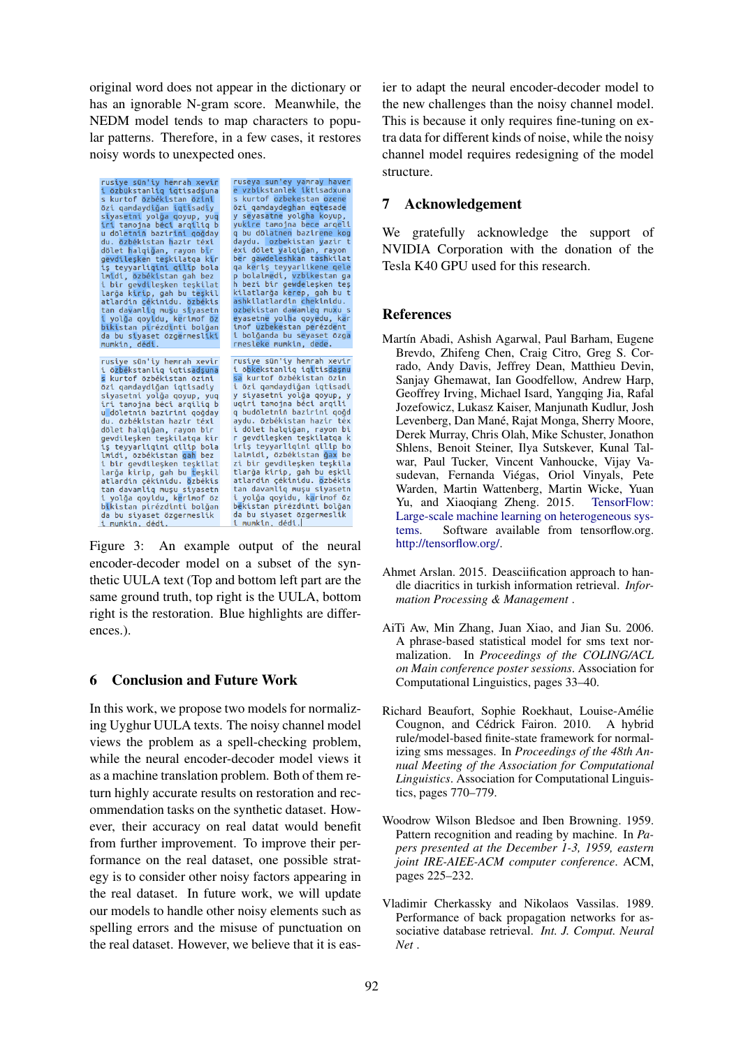original word does not appear in the dictionary or has an ignorable N-gram score. Meanwhile, the NEDM model tends to map characters to popular patterns. Therefore, in a few cases, it restores noisy words to unexpected ones.

Figure 3: An example output of the neural encoder-decoder model on a subset of the synthetic UULA text (Top and bottom left part are the same ground truth, top right is the UULA, bottom right is the restoration. Blue highlights are differences.).

## 6 Conclusion and Future Work

In this work, we propose two models for normalizing Uyghur UULA texts. The noisy channel model views the problem as a spell-checking problem, while the neural encoder-decoder model views it as a machine translation problem. Both of them return highly accurate results on restoration and recommendation tasks on the synthetic dataset. However, their accuracy on real datat would benefit from further improvement. To improve their performance on the real dataset, one possible strategy is to consider other noisy factors appearing in the real dataset. In future work, we will update our models to handle other noisy elements such as spelling errors and the misuse of punctuation on the real dataset. However, we believe that it is easier to adapt the neural encoder-decoder model to the new challenges than the noisy channel model. This is because it only requires fine-tuning on extra data for different kinds of noise, while the noisy channel model requires redesigning of the model structure.

## 7 Acknowledgement

We gratefully acknowledge the support of NVIDIA Corporation with the donation of the Tesla K40 GPU used for this research.

## References

Martín Abadi, Ashish Agarwal, Paul Barham, Eugene Brevdo, Zhifeng Chen, Craig Citro, Greg S. Corrado, Andy Davis, Jeffrey Dean, Matthieu Devin, Sanjay Ghemawat, Ian Goodfellow, Andrew Harp, Geoffrey Irving, Michael Isard, Yangqing Jia, Rafal Jozefowicz, Lukasz Kaiser, Manjunath Kudlur, Josh Levenberg, Dan Mané, Rajat Monga, Sherry Moore, Derek Murray, Chris Olah, Mike Schuster, Jonathon Shlens, Benoit Steiner, Ilya Sutskever, Kunal Talwar, Paul Tucker, Vincent Vanhoucke, Vijay Vasudevan, Fernanda Viégas, Oriol Vinyals, Pete Warden, Martin Wattenberg, Martin Wicke, Yuan Yu, and Xiaoqiang Zheng. 2015. TensorFlow: Large-scale machine learning on heterogeneous systems. Software available from tensorflow.org. http://tensorflow.org/.

Ahmet Arslan. 2015. Deasciification approach to handle diacritics in turkish information retrieval. *Information Processing & Management* .

AiTi Aw, Min Zhang, Juan Xiao, and Jian Su. 2006. A phrase-based statistical model for sms text normalization. In *Proceedings of the COLING/ACL on Main conference poster sessions*. Association for Computational Linguistics, pages 33–40.

Richard Beaufort, Sophie Roekhaut, Louise-Amélie Cougnon, and Cédrick Fairon. 2010. A hybrid rule/model-based finite-state framework for normalizing sms messages. In *Proceedings of the 48th Annual Meeting of the Association for Computational Linguistics*. Association for Computational Linguistics, pages 770–779.

Woodrow Wilson Bledsoe and Iben Browning. 1959. Pattern recognition and reading by machine. In *Papers presented at the December 1-3, 1959, eastern joint IRE-AIEE-ACM computer conference*. ACM, pages 225–232.

Vladimir Cherkassky and Nikolaos Vassilas. 1989. Performance of back propagation networks for associative database retrieval. *Int. J. Comput. Neural Net* .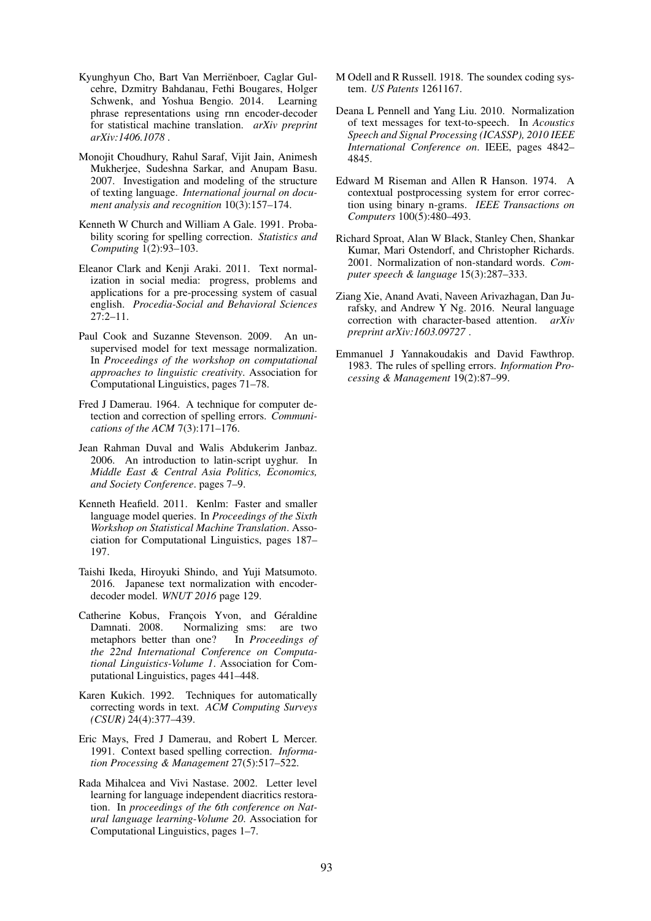Kyunghyun Cho, Bart Van Merriënboer, Caglar Gulcehre, Dzmitry Bahdanau, Fethi Bougares, Holger Schwenk, and Yoshua Bengio. 2014. Learning phrase representations using rnn encoder-decoder for statistical machine translation. *arXiv preprint arXiv:1406.1078* .

Monojit Choudhury, Rahul Saraf, Vijit Jain, Animesh Mukherjee, Sudeshna Sarkar, and Anupam Basu. 2007. Investigation and modeling of the structure of texting language. *International journal on document analysis and recognition* 10(3):157–174.

Kenneth W Church and William A Gale. 1991. Probability scoring for spelling correction. *Statistics and Computing* 1(2):93–103.

Eleanor Clark and Kenji Araki. 2011. Text normalization in social media: progress, problems and applications for a pre-processing system of casual english. *Procedia-Social and Behavioral Sciences* 27:2–11.

Paul Cook and Suzanne Stevenson. 2009. An unsupervised model for text message normalization. In *Proceedings of the workshop on computational approaches to linguistic creativity*. Association for Computational Linguistics, pages 71–78.

Fred J Damerau. 1964. A technique for computer detection and correction of spelling errors. *Communications of the ACM* 7(3):171–176.

Jean Rahman Duval and Walis Abdukerim Janbaz. 2006. An introduction to latin-script uyghur. In *Middle East & Central Asia Politics, Economics, and Society Conference*. pages 7–9.

Kenneth Heafield. 2011. Kenlm: Faster and smaller language model queries. In *Proceedings of the Sixth Workshop on Statistical Machine Translation*. Association for Computational Linguistics, pages 187–197.

Taishi Ikeda, Hiroyuki Shindo, and Yuji Matsumoto. 2016. Japanese text normalization with encoder-decoder model. *WNUT 2016* page 129.

Catherine Kobus, François Yvon, and Géraldine Damnati. 2008. Normalizing sms: are two metaphors better than one? In *Proceedings of the 22nd International Conference on Computational Linguistics-Volume 1*. Association for Computational Linguistics, pages 441–448.

Karen Kukich. 1992. Techniques for automatically correcting words in text. *ACM Computing Surveys (CSUR)* 24(4):377–439.

Eric Mays, Fred J Damerau, and Robert L Mercer. 1991. Context based spelling correction. *Information Processing & Management* 27(5):517–522.

Rada Mihalcea and Vivi Nastase. 2002. Letter level learning for language independent diacritics restoration. In *proceedings of the 6th conference on Natural language learning-Volume 20*. Association for Computational Linguistics, pages 1–7.

M Odell and R Russell. 1918. The soundex coding system. *US Patents* 1261167.

Deana L Pennell and Yang Liu. 2010. Normalization of text messages for text-to-speech. In *Acoustics Speech and Signal Processing (ICASSP), 2010 IEEE International Conference on*. IEEE, pages 4842–4845.

Edward M Riseman and Allen R Hanson. 1974. A contextual postprocessing system for error correction using binary n-grams. *IEEE Transactions on Computers* 100(5):480–493.

Richard Sproat, Alan W Black, Stanley Chen, Shankar Kumar, Mari Ostendorf, and Christopher Richards. 2001. Normalization of non-standard words. *Computer speech & language* 15(3):287–333.

Ziang Xie, Anand Avati, Naveen Arivazhagan, Dan Jurafsky, and Andrew Y Ng. 2016. Neural language correction with character-based attention. *arXiv preprint arXiv:1603.09727* .

Emmanuel J Yannakoudakis and David Fawthrop. 1983. The rules of spelling errors. *Information Processing & Management* 19(2):87–99.